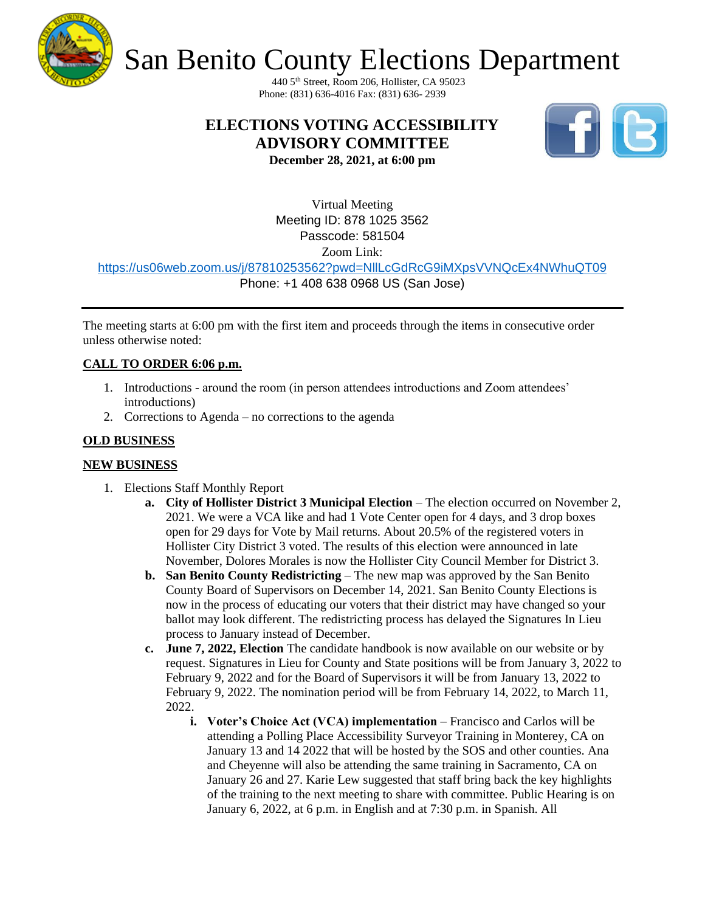# San Benito County Elections Department

440 5th Street, Room 206, Hollister, CA 95023
Phone: (831) 636-4016 Fax: (831) 636- 2939

## ELECTIONS VOTING ACCESSIBILITY ADVISORY COMMITTEE

**December 28, 2021, at 6:00 pm**

Virtual Meeting
Meeting ID: 878 1025 3562
Passcode: 581504
Zoom Link:
https://us06web.zoom.us/j/87810253562?pwd=NlLcGdRcG9iMXpsVVNQcEx4NWhuQT09
Phone: +1 408 638 0968 US (San Jose)

---

The meeting starts at 6:00 pm with the first item and proceeds through the items in consecutive order unless otherwise noted:

**CALL TO ORDER 6:06 p.m.**

1. Introductions - around the room (in person attendees introductions and Zoom attendees' introductions)
2. Corrections to Agenda – no corrections to the agenda

**OLD BUSINESS**

**NEW BUSINESS**

1. Elections Staff Monthly Report
   a. **City of Hollister District 3 Municipal Election** – The election occurred on November 2, 2021. We were a VCA like and had 1 Vote Center open for 4 days, and 3 drop boxes open for 29 days for Vote by Mail returns. About 20.5% of the registered voters in Hollister City District 3 voted. The results of this election were announced in late November, Dolores Morales is now the Hollister City Council Member for District 3.
   b. **San Benito County Redistricting** – The new map was approved by the San Benito County Board of Supervisors on December 14, 2021. San Benito County Elections is now in the process of educating our voters that their district may have changed so your ballot may look different. The redistricting process has delayed the Signatures In Lieu process to January instead of December.
   c. **June 7, 2022, Election** The candidate handbook is now available on our website or by request. Signatures in Lieu for County and State positions will be from January 3, 2022 to February 9, 2022 and for the Board of Supervisors it will be from January 13, 2022 to February 9, 2022. The nomination period will be from February 14, 2022, to March 11, 2022.
      i. **Voter's Choice Act (VCA) implementation** – Francisco and Carlos will be attending a Polling Place Accessibility Surveyor Training in Monterey, CA on January 13 and 14 2022 that will be hosted by the SOS and other counties. Ana and Cheyenne will also be attending the same training in Sacramento, CA on January 26 and 27. Karie Lew suggested that staff bring back the key highlights of the training to the next meeting to share with committee. Public Hearing is on January 6, 2022, at 6 p.m. in English and at 7:30 p.m. in Spanish. All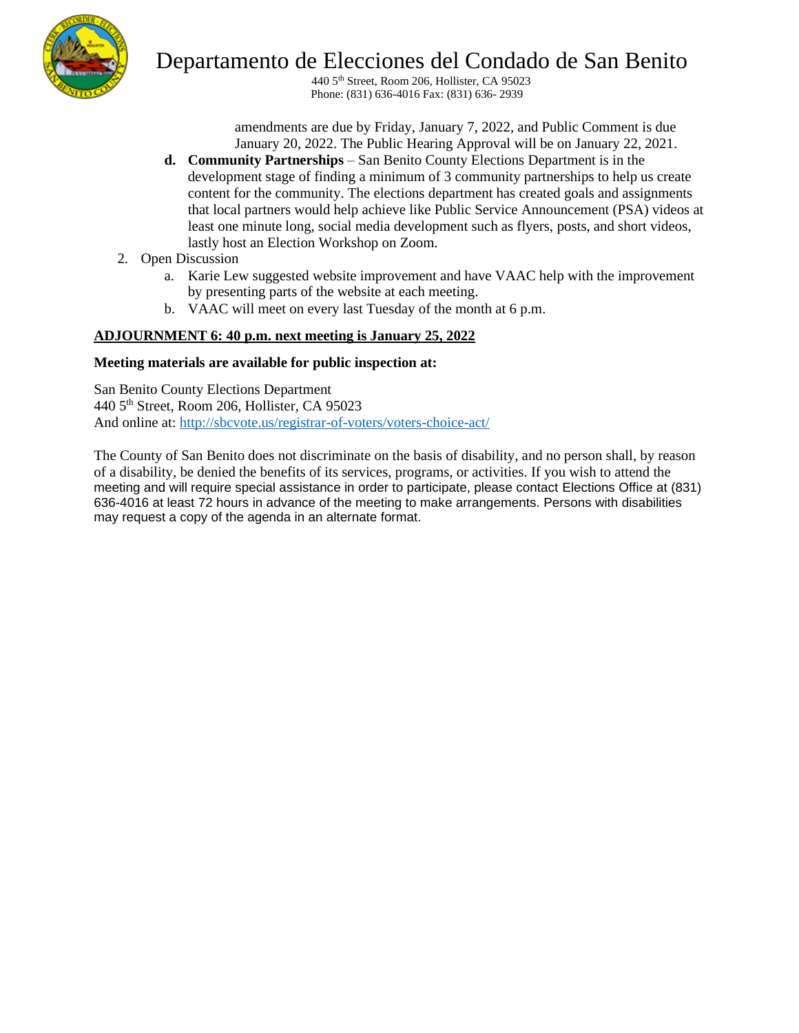amendments are due by Friday, January 7, 2022, and Public Comment is due January 20, 2022. The Public Hearing Approval will be on January 22, 2021.

   d. **Community Partnerships** – San Benito County Elections Department is in the development stage of finding a minimum of 3 community partnerships to help us create content for the community. The elections department has created goals and assignments that local partners would help achieve like Public Service Announcement (PSA) videos at least one minute long, social media development such as flyers, posts, and short videos, lastly host an Election Workshop on Zoom.

2. Open Discussion
   a. Karie Lew suggested website improvement and have VAAC help with the improvement by presenting parts of the website at each meeting.
   b. VAAC will meet on every last Tuesday of the month at 6 p.m.

**ADJOURNMENT 6: 40 p.m. next meeting is January 25, 2022**

**Meeting materials are available for public inspection at:**

San Benito County Elections Department
440 5th Street, Room 206, Hollister, CA 95023
And online at: http://sbcvote.us/registrar-of-voters/voters-choice-act/

The County of San Benito does not discriminate on the basis of disability, and no person shall, by reason of a disability, be denied the benefits of its services, programs, or activities. If you wish to attend the meeting and will require special assistance in order to participate, please contact Elections Office at (831) 636-4016 at least 72 hours in advance of the meeting to make arrangements. Persons with disabilities may request a copy of the agenda in an alternate format.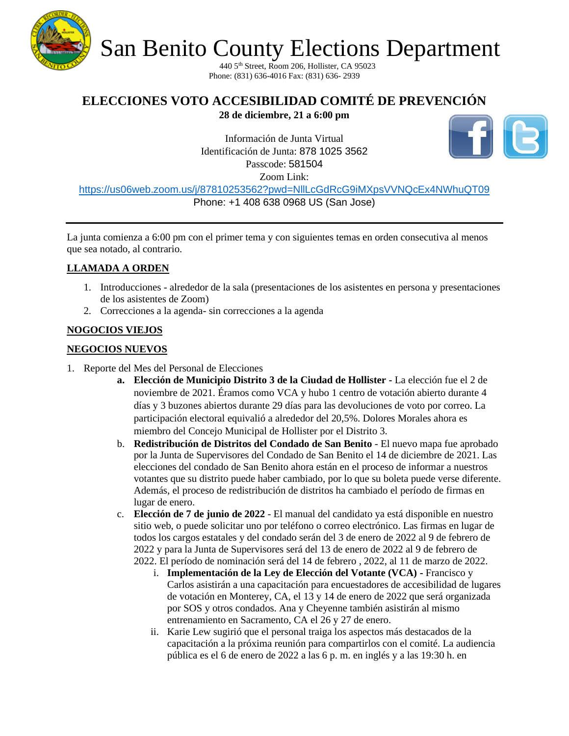# San Benito County Elections Department

440 5th Street, Room 206, Hollister, CA 95023
Phone: (831) 636-4016 Fax: (831) 636- 2939

## ELECCIONES VOTO ACCESIBILIDAD COMITÉ DE PREVENCIÓN

**28 de diciembre, 21 a 6:00 pm**

Información de Junta Virtual
Identificación de Junta: 878 1025 3562
Passcode: 581504
Zoom Link:
https://us06web.zoom.us/j/87810253562?pwd=NlILcGdRcG9iMXpsVVNQcEx4NWhuQT09
Phone: +1 408 638 0968 US (San Jose)

---

La junta comienza a 6:00 pm con el primer tema y con siguientes temas en orden consecutiva al menos que sea notado, al contrario.

**LLAMADA A ORDEN**

1. Introducciones - alrededor de la sala (presentaciones de los asistentes en persona y presentaciones de los asistentes de Zoom)
2. Correcciones a la agenda- sin correcciones a la agenda

**NOGOCIOS VIEJOS**

**NEGOCIOS NUEVOS**

1. Reporte del Mes del Personal de Elecciones
   a. **Elección de Municipio Distrito 3 de la Ciudad de Hollister** - La elección fue el 2 de noviembre de 2021. Éramos como VCA y hubo 1 centro de votación abierto durante 4 días y 3 buzones abiertos durante 29 días para las devoluciones de voto por correo. La participación electoral equivalió a alrededor del 20,5%. Dolores Morales ahora es miembro del Concejo Municipal de Hollister por el Distrito 3.
   b. **Redistribución de Distritos del Condado de San Benito** - El nuevo mapa fue aprobado por la Junta de Supervisores del Condado de San Benito el 14 de diciembre de 2021. Las elecciones del condado de San Benito ahora están en el proceso de informar a nuestros votantes que su distrito puede haber cambiado, por lo que su boleta puede verse diferente. Además, el proceso de redistribución de distritos ha cambiado el período de firmas en lugar de enero.
   c. **Elección de 7 de junio de 2022** - El manual del candidato ya está disponible en nuestro sitio web, o puede solicitar uno por teléfono o correo electrónico. Las firmas en lugar de todos los cargos estatales y del condado serán del 3 de enero de 2022 al 9 de febrero de 2022 y para la Junta de Supervisores será del 13 de enero de 2022 al 9 de febrero de 2022. El período de nominación será del 14 de febrero , 2022, al 11 de marzo de 2022.
      i. **Implementación de la Ley de Elección del Votante (VCA) -** Francisco y Carlos asistirán a una capacitación para encuestadores de accesibilidad de lugares de votación en Monterey, CA, el 13 y 14 de enero de 2022 que será organizada por SOS y otros condados. Ana y Cheyenne también asistirán al mismo entrenamiento en Sacramento, CA el 26 y 27 de enero.
      ii. Karie Lew sugirió que el personal traiga los aspectos más destacados de la capacitación a la próxima reunión para compartirlos con el comité. La audiencia pública es el 6 de enero de 2022 a las 6 p. m. en inglés y a las 19:30 h. en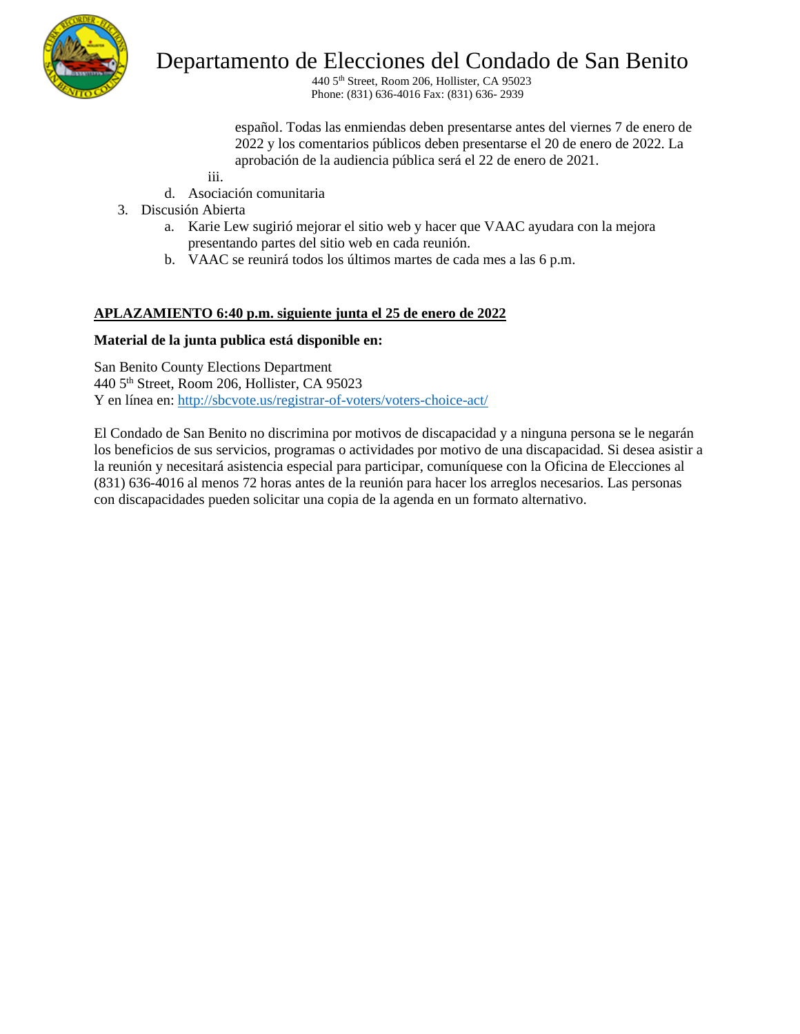español. Todas las enmiendas deben presentarse antes del viernes 7 de enero de 2022 y los comentarios públicos deben presentarse el 20 de enero de 2022. La aprobación de la audiencia pública será el 22 de enero de 2021.

iii.

d. Asociación comunitaria

3. Discusión Abierta
   a. Karie Lew sugirió mejorar el sitio web y hacer que VAAC ayudara con la mejora presentando partes del sitio web en cada reunión.
   b. VAAC se reunirá todos los últimos martes de cada mes a las 6 p.m.

**APLAZAMIENTO 6:40 p.m. siguiente junta el 25 de enero de 2022**

**Material de la junta publica está disponible en:**

San Benito County Elections Department
440 5th Street, Room 206, Hollister, CA 95023
Y en línea en: http://sbcvote.us/registrar-of-voters/voters-choice-act/

El Condado de San Benito no discrimina por motivos de discapacidad y a ninguna persona se le negarán los beneficios de sus servicios, programas o actividades por motivo de una discapacidad. Si desea asistir a la reunión y necesitará asistencia especial para participar, comuníquese con la Oficina de Elecciones al (831) 636-4016 al menos 72 horas antes de la reunión para hacer los arreglos necesarios. Las personas con discapacidades pueden solicitar una copia de la agenda en un formato alternativo.